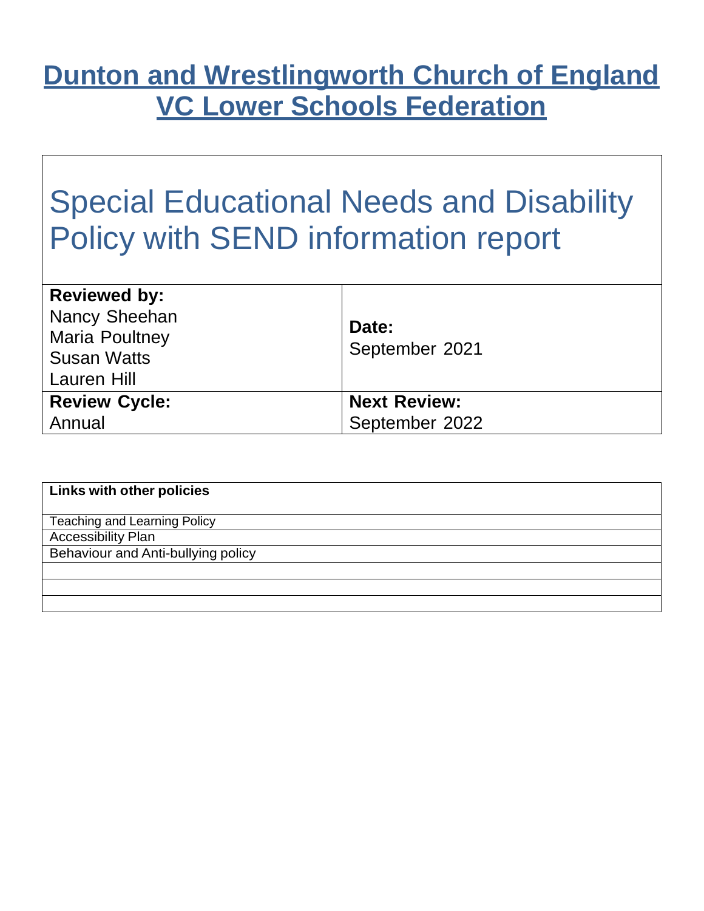# Dunton and Wrestlingworth Church of England VC Lower Schools Federation

## Special Educational Needs and Disability Policy with SEND information report

| **Reviewed by:** | **Date:** |
|---|---|
| Nancy Sheehan<br>Maria Poultney<br>Susan Watts<br>Lauren Hill | September 2021 |
| **Review Cycle:** | **Next Review:** |
| Annual | September 2022 |

| **Links with other policies** |
|---|
| Teaching and Learning Policy |
| Accessibility Plan |
| Behaviour and Anti-bullying policy |
| |
| |
| |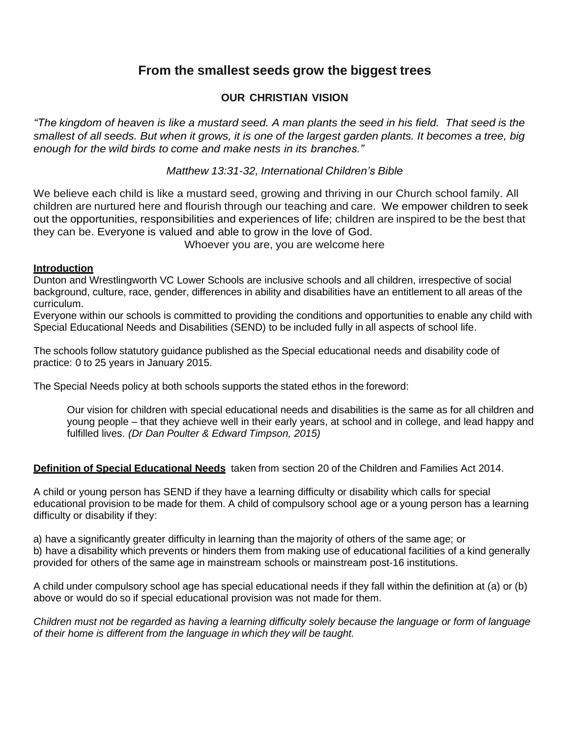## From the smallest seeds grow the biggest trees

### OUR CHRISTIAN VISION

*"The kingdom of heaven is like a mustard seed. A man plants the seed in his field. That seed is the smallest of all seeds. But when it grows, it is one of the largest garden plants. It becomes a tree, big enough for the wild birds to come and make nests in its branches."*

*Matthew 13:31-32, International Children's Bible*

We believe each child is like a mustard seed, growing and thriving in our Church school family. All children are nurtured here and flourish through our teaching and care. We empower children to seek out the opportunities, responsibilities and experiences of life; children are inspired to be the best that they can be. Everyone is valued and able to grow in the love of God.

Whoever you are, you are welcome here

**Introduction**

Dunton and Wrestlingworth VC Lower Schools are inclusive schools and all children, irrespective of social background, culture, race, gender, differences in ability and disabilities have an entitlement to all areas of the curriculum.

Everyone within our schools is committed to providing the conditions and opportunities to enable any child with Special Educational Needs and Disabilities (SEND) to be included fully in all aspects of school life.

The schools follow statutory guidance published as the Special educational needs and disability code of practice: 0 to 25 years in January 2015.

The Special Needs policy at both schools supports the stated ethos in the foreword:

> Our vision for children with special educational needs and disabilities is the same as for all children and young people – that they achieve well in their early years, at school and in college, and lead happy and fulfilled lives. *(Dr Dan Poulter & Edward Timpson, 2015)*

**Definition of Special Educational Needs** taken from section 20 of the Children and Families Act 2014.

A child or young person has SEND if they have a learning difficulty or disability which calls for special educational provision to be made for them. A child of compulsory school age or a young person has a learning difficulty or disability if they:

a) have a significantly greater difficulty in learning than the majority of others of the same age; or
b) have a disability which prevents or hinders them from making use of educational facilities of a kind generally provided for others of the same age in mainstream schools or mainstream post-16 institutions.

A child under compulsory school age has special educational needs if they fall within the definition at (a) or (b) above or would do so if special educational provision was not made for them.

*Children must not be regarded as having a learning difficulty solely because the language or form of language of their home is different from the language in which they will be taught.*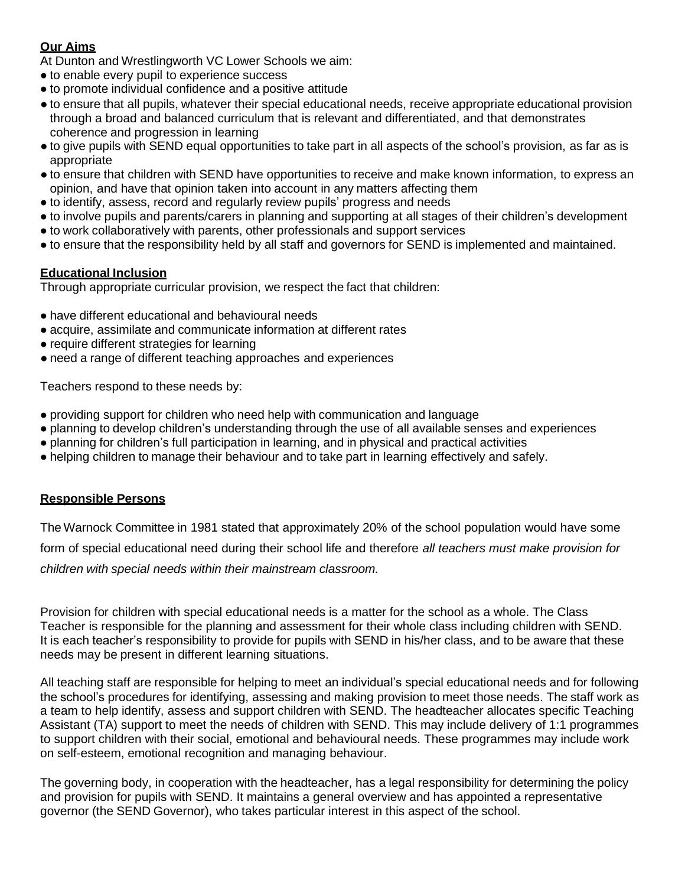## Our Aims

At Dunton and Wrestlingworth VC Lower Schools we aim:

- to enable every pupil to experience success
- to promote individual confidence and a positive attitude
- to ensure that all pupils, whatever their special educational needs, receive appropriate educational provision through a broad and balanced curriculum that is relevant and differentiated, and that demonstrates coherence and progression in learning
- to give pupils with SEND equal opportunities to take part in all aspects of the school's provision, as far as is appropriate
- to ensure that children with SEND have opportunities to receive and make known information, to express an opinion, and have that opinion taken into account in any matters affecting them
- to identify, assess, record and regularly review pupils' progress and needs
- to involve pupils and parents/carers in planning and supporting at all stages of their children's development
- to work collaboratively with parents, other professionals and support services
- to ensure that the responsibility held by all staff and governors for SEND is implemented and maintained.

## Educational Inclusion

Through appropriate curricular provision, we respect the fact that children:

- have different educational and behavioural needs
- acquire, assimilate and communicate information at different rates
- require different strategies for learning
- need a range of different teaching approaches and experiences

Teachers respond to these needs by:

- providing support for children who need help with communication and language
- planning to develop children's understanding through the use of all available senses and experiences
- planning for children's full participation in learning, and in physical and practical activities
- helping children to manage their behaviour and to take part in learning effectively and safely.

## Responsible Persons

The Warnock Committee in 1981 stated that approximately 20% of the school population would have some form of special educational need during their school life and therefore *all teachers must make provision for children with special needs within their mainstream classroom.*

Provision for children with special educational needs is a matter for the school as a whole. The Class Teacher is responsible for the planning and assessment for their whole class including children with SEND. It is each teacher's responsibility to provide for pupils with SEND in his/her class, and to be aware that these needs may be present in different learning situations.

All teaching staff are responsible for helping to meet an individual's special educational needs and for following the school's procedures for identifying, assessing and making provision to meet those needs. The staff work as a team to help identify, assess and support children with SEND. The headteacher allocates specific Teaching Assistant (TA) support to meet the needs of children with SEND. This may include delivery of 1:1 programmes to support children with their social, emotional and behavioural needs. These programmes may include work on self-esteem, emotional recognition and managing behaviour.

The governing body, in cooperation with the headteacher, has a legal responsibility for determining the policy and provision for pupils with SEND. It maintains a general overview and has appointed a representative governor (the SEND Governor), who takes particular interest in this aspect of the school.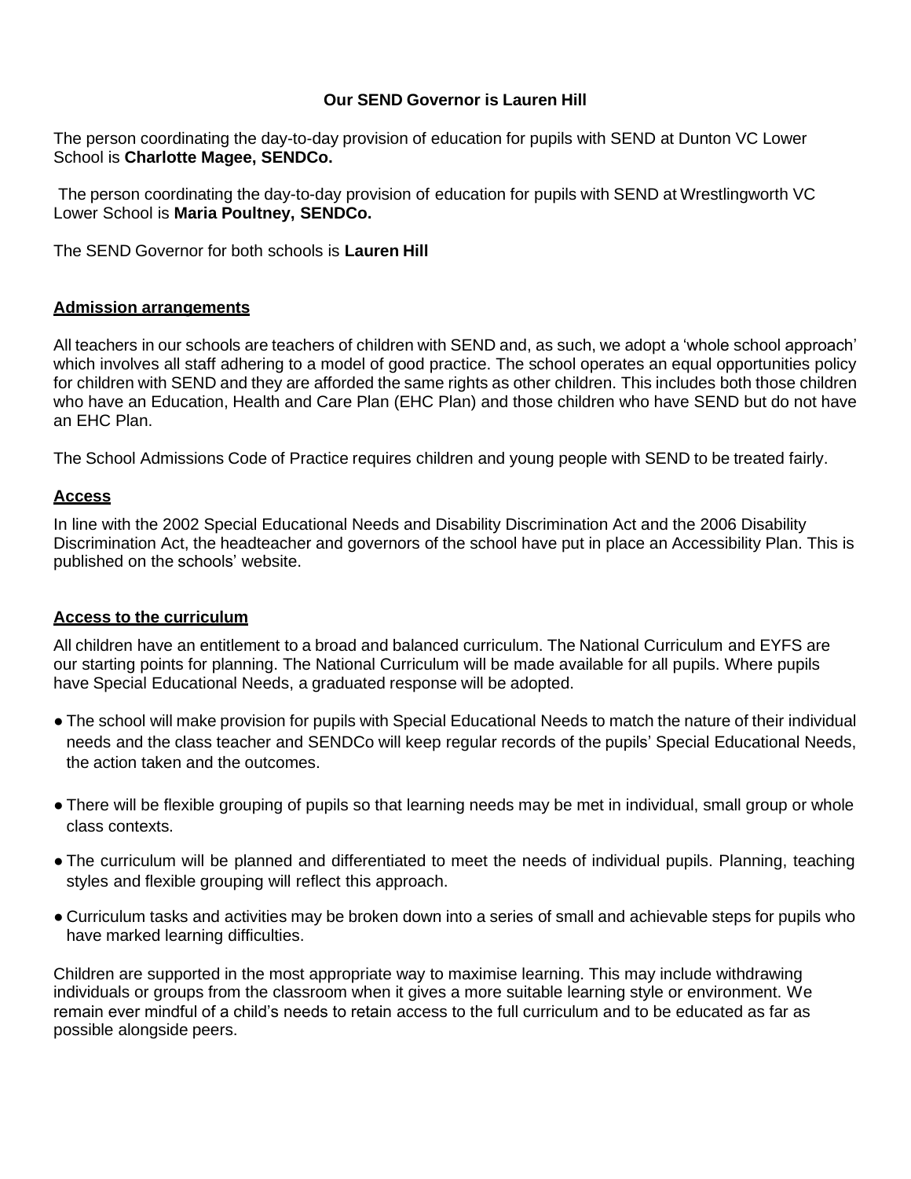**Our SEND Governor is Lauren Hill**

The person coordinating the day-to-day provision of education for pupils with SEND at Dunton VC Lower School is **Charlotte Magee, SENDCo.**

The person coordinating the day-to-day provision of education for pupils with SEND at Wrestlingworth VC Lower School is **Maria Poultney, SENDCo.**

The SEND Governor for both schools is **Lauren Hill**

## Admission arrangements

All teachers in our schools are teachers of children with SEND and, as such, we adopt a 'whole school approach' which involves all staff adhering to a model of good practice. The school operates an equal opportunities policy for children with SEND and they are afforded the same rights as other children. This includes both those children who have an Education, Health and Care Plan (EHC Plan) and those children who have SEND but do not have an EHC Plan.

The School Admissions Code of Practice requires children and young people with SEND to be treated fairly.

## Access

In line with the 2002 Special Educational Needs and Disability Discrimination Act and the 2006 Disability Discrimination Act, the headteacher and governors of the school have put in place an Accessibility Plan. This is published on the schools' website.

## Access to the curriculum

All children have an entitlement to a broad and balanced curriculum. The National Curriculum and EYFS are our starting points for planning. The National Curriculum will be made available for all pupils. Where pupils have Special Educational Needs, a graduated response will be adopted.

- The school will make provision for pupils with Special Educational Needs to match the nature of their individual needs and the class teacher and SENDCo will keep regular records of the pupils' Special Educational Needs, the action taken and the outcomes.
- There will be flexible grouping of pupils so that learning needs may be met in individual, small group or whole class contexts.
- The curriculum will be planned and differentiated to meet the needs of individual pupils. Planning, teaching styles and flexible grouping will reflect this approach.
- Curriculum tasks and activities may be broken down into a series of small and achievable steps for pupils who have marked learning difficulties.

Children are supported in the most appropriate way to maximise learning. This may include withdrawing individuals or groups from the classroom when it gives a more suitable learning style or environment. We remain ever mindful of a child's needs to retain access to the full curriculum and to be educated as far as possible alongside peers.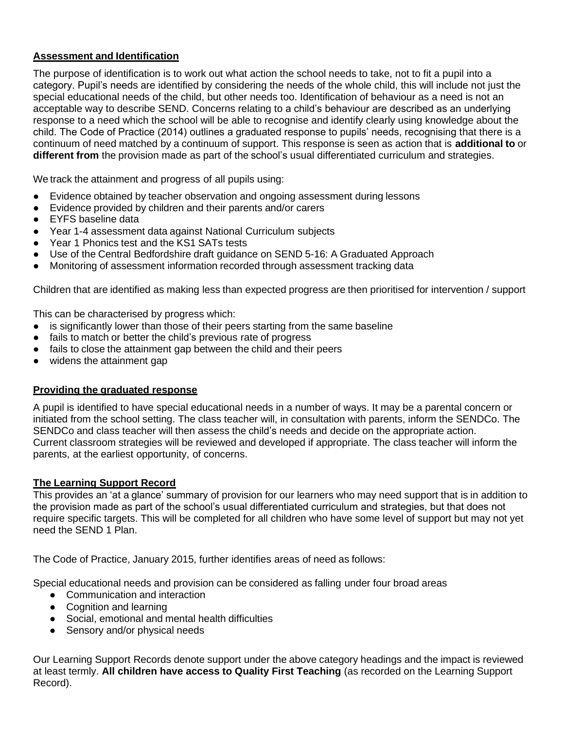## Assessment and Identification

The purpose of identification is to work out what action the school needs to take, not to fit a pupil into a category. Pupil's needs are identified by considering the needs of the whole child, this will include not just the special educational needs of the child, but other needs too. Identification of behaviour as a need is not an acceptable way to describe SEND. Concerns relating to a child's behaviour are described as an underlying response to a need which the school will be able to recognise and identify clearly using knowledge about the child. The Code of Practice (2014) outlines a graduated response to pupils' needs, recognising that there is a continuum of need matched by a continuum of support. This response is seen as action that is **additional to** or **different from** the provision made as part of the school's usual differentiated curriculum and strategies.

We track the attainment and progress of all pupils using:

- Evidence obtained by teacher observation and ongoing assessment during lessons
- Evidence provided by children and their parents and/or carers
- EYFS baseline data
- Year 1-4 assessment data against National Curriculum subjects
- Year 1 Phonics test and the KS1 SATs tests
- Use of the Central Bedfordshire draft guidance on SEND 5-16: A Graduated Approach
- Monitoring of assessment information recorded through assessment tracking data

Children that are identified as making less than expected progress are then prioritised for intervention / support

This can be characterised by progress which:

- is significantly lower than those of their peers starting from the same baseline
- fails to match or better the child's previous rate of progress
- fails to close the attainment gap between the child and their peers
- widens the attainment gap

## Providing the graduated response

A pupil is identified to have special educational needs in a number of ways. It may be a parental concern or initiated from the school setting. The class teacher will, in consultation with parents, inform the SENDCo. The SENDCo and class teacher will then assess the child's needs and decide on the appropriate action. Current classroom strategies will be reviewed and developed if appropriate. The class teacher will inform the parents, at the earliest opportunity, of concerns.

## The Learning Support Record

This provides an 'at a glance' summary of provision for our learners who may need support that is in addition to the provision made as part of the school's usual differentiated curriculum and strategies, but that does not require specific targets. This will be completed for all children who have some level of support but may not yet need the SEND 1 Plan.

The Code of Practice, January 2015, further identifies areas of need as follows:

Special educational needs and provision can be considered as falling under four broad areas

- Communication and interaction
- Cognition and learning
- Social, emotional and mental health difficulties
- Sensory and/or physical needs

Our Learning Support Records denote support under the above category headings and the impact is reviewed at least termly. **All children have access to Quality First Teaching** (as recorded on the Learning Support Record).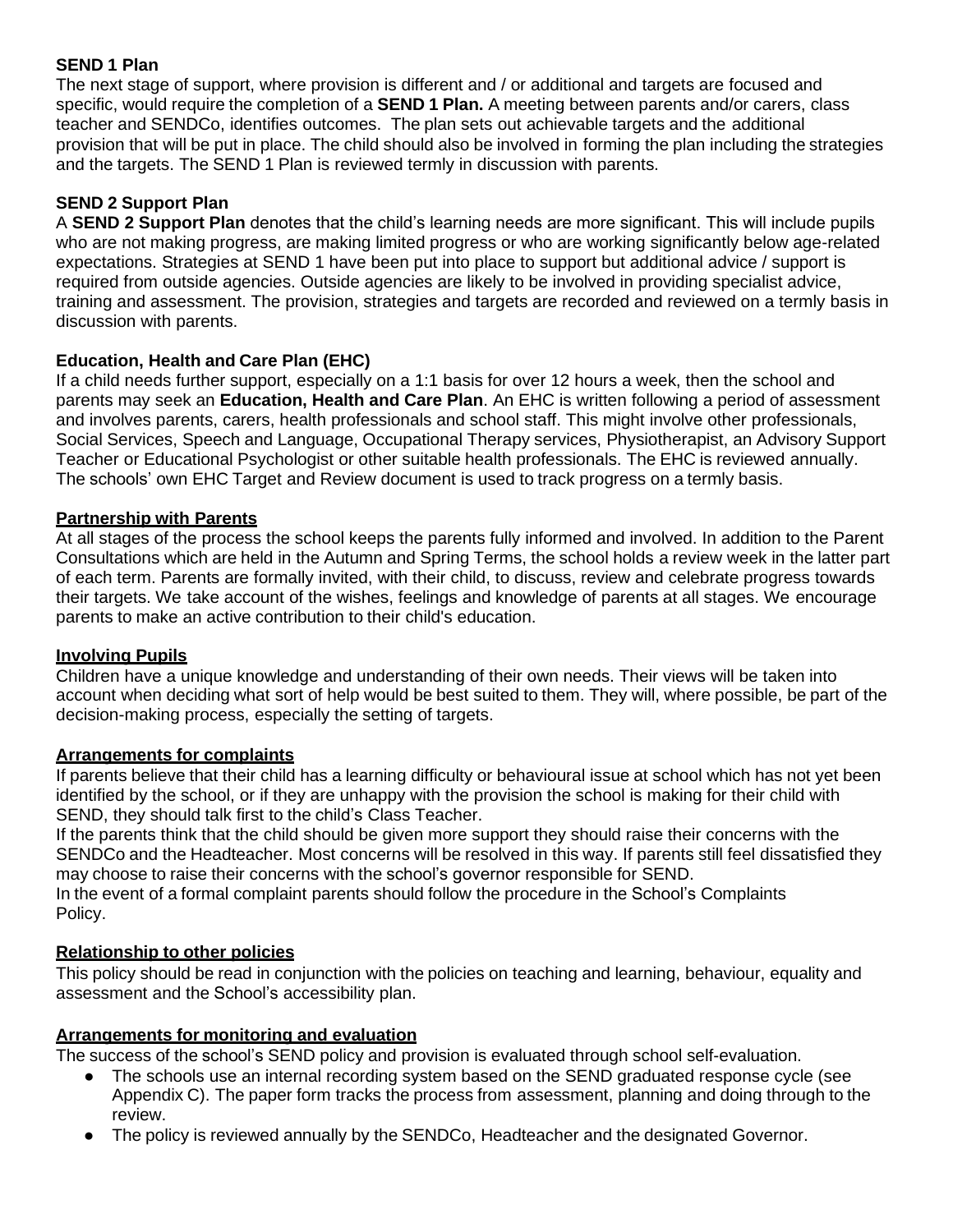**SEND 1 Plan**

The next stage of support, where provision is different and / or additional and targets are focused and specific, would require the completion of a **SEND 1 Plan.** A meeting between parents and/or carers, class teacher and SENDCo, identifies outcomes. The plan sets out achievable targets and the additional provision that will be put in place. The child should also be involved in forming the plan including the strategies and the targets. The SEND 1 Plan is reviewed termly in discussion with parents.

**SEND 2 Support Plan**

A **SEND 2 Support Plan** denotes that the child's learning needs are more significant. This will include pupils who are not making progress, are making limited progress or who are working significantly below age-related expectations. Strategies at SEND 1 have been put into place to support but additional advice / support is required from outside agencies. Outside agencies are likely to be involved in providing specialist advice, training and assessment. The provision, strategies and targets are recorded and reviewed on a termly basis in discussion with parents.

**Education, Health and Care Plan (EHC)**

If a child needs further support, especially on a 1:1 basis for over 12 hours a week, then the school and parents may seek an **Education, Health and Care Plan**. An EHC is written following a period of assessment and involves parents, carers, health professionals and school staff. This might involve other professionals, Social Services, Speech and Language, Occupational Therapy services, Physiotherapist, an Advisory Support Teacher or Educational Psychologist or other suitable health professionals. The EHC is reviewed annually. The schools' own EHC Target and Review document is used to track progress on a termly basis.

**Partnership with Parents**

At all stages of the process the school keeps the parents fully informed and involved. In addition to the Parent Consultations which are held in the Autumn and Spring Terms, the school holds a review week in the latter part of each term. Parents are formally invited, with their child, to discuss, review and celebrate progress towards their targets. We take account of the wishes, feelings and knowledge of parents at all stages. We encourage parents to make an active contribution to their child's education.

**Involving Pupils**

Children have a unique knowledge and understanding of their own needs. Their views will be taken into account when deciding what sort of help would be best suited to them. They will, where possible, be part of the decision-making process, especially the setting of targets.

**Arrangements for complaints**

If parents believe that their child has a learning difficulty or behavioural issue at school which has not yet been identified by the school, or if they are unhappy with the provision the school is making for their child with SEND, they should talk first to the child's Class Teacher.

If the parents think that the child should be given more support they should raise their concerns with the SENDCo and the Headteacher. Most concerns will be resolved in this way. If parents still feel dissatisfied they may choose to raise their concerns with the school's governor responsible for SEND.

In the event of a formal complaint parents should follow the procedure in the School's Complaints Policy.

**Relationship to other policies**

This policy should be read in conjunction with the policies on teaching and learning, behaviour, equality and assessment and the School's accessibility plan.

**Arrangements for monitoring and evaluation**

The success of the school's SEND policy and provision is evaluated through school self-evaluation.

- The schools use an internal recording system based on the SEND graduated response cycle (see Appendix C). The paper form tracks the process from assessment, planning and doing through to the review.
- The policy is reviewed annually by the SENDCo, Headteacher and the designated Governor.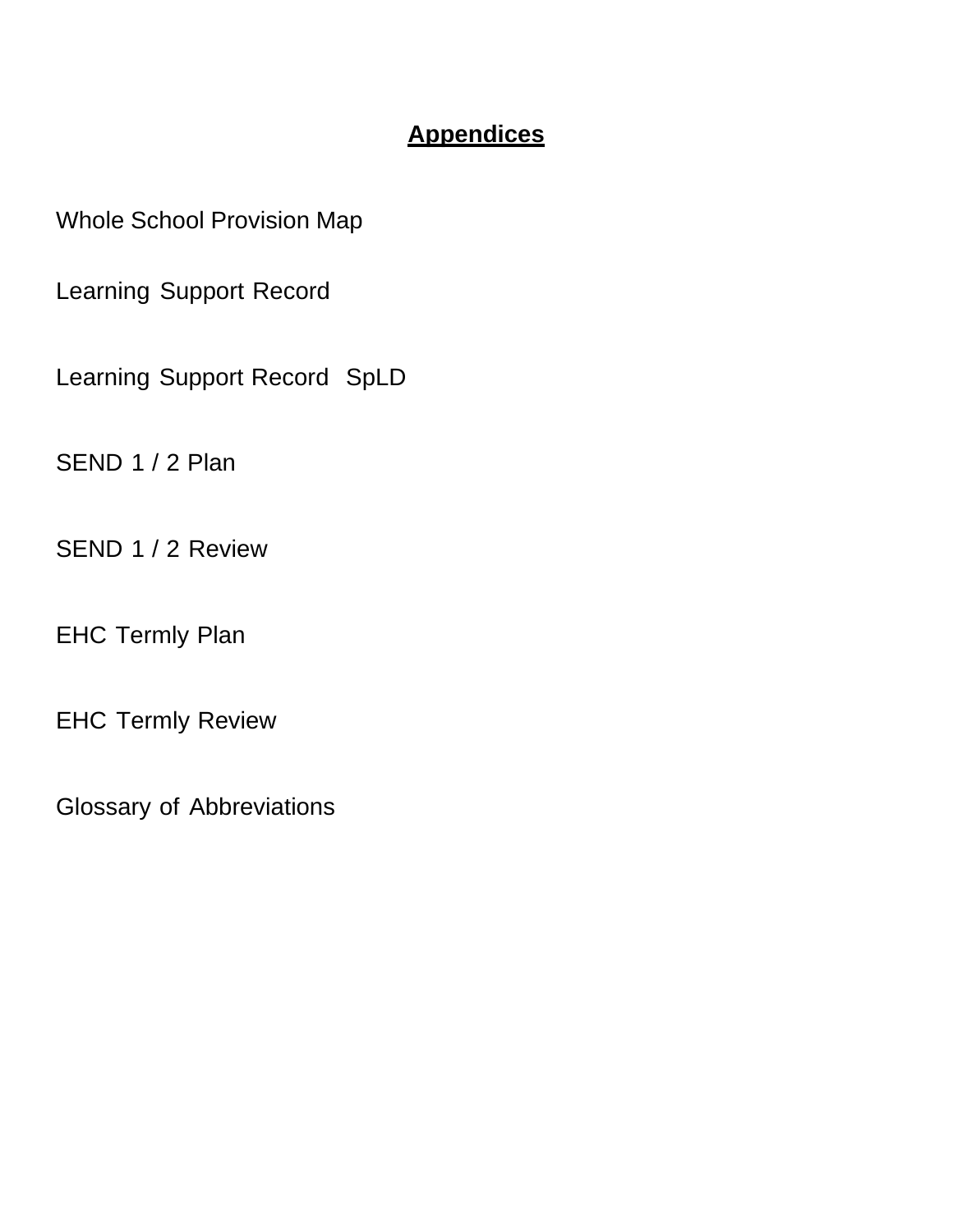# Appendices

Whole School Provision Map

Learning Support Record

Learning Support Record  SpLD

SEND 1 / 2 Plan

SEND 1 / 2 Review

EHC Termly Plan

EHC Termly Review

Glossary of Abbreviations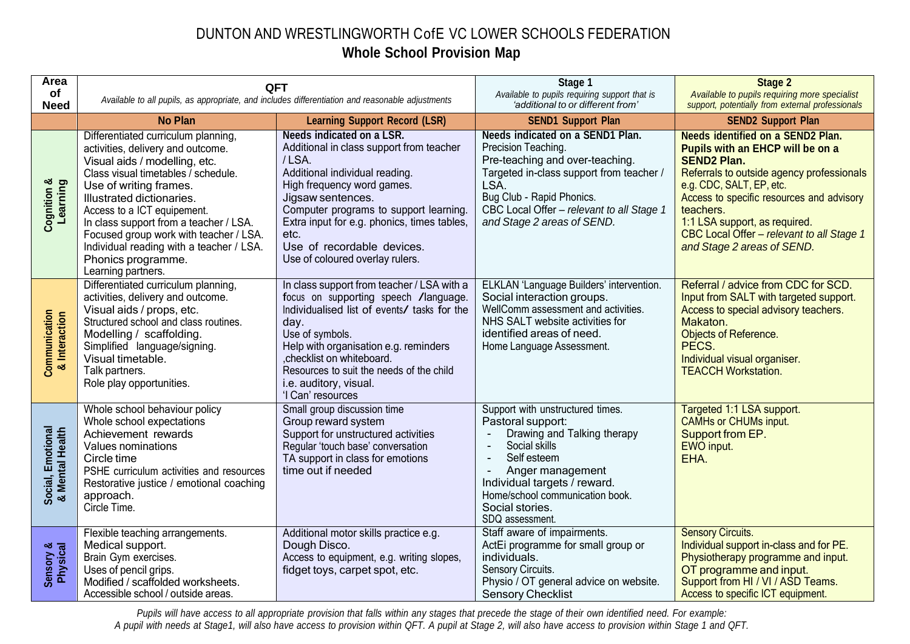# DUNTON AND WRESTLINGWORTH CofE VC LOWER SCHOOLS FEDERATION

## Whole School Provision Map

| Area of Need | QFT *Available to all pupils, as appropriate, and includes differentiation and reasonable adjustments* | | Stage 1 *Available to pupils requiring support that is 'additional to or different from'* | Stage 2 *Available to pupils requiring more specialist support, potentially from external professionals* |
|---|---|---|---|---|
| | **No Plan** | **Learning Support Record (LSR)** | **SEND1 Support Plan** | **SEND2 Support Plan** |
| **Cognition & Learning** | Differentiated curriculum planning, activities, delivery and outcome.<br>Visual aids / modelling, etc.<br>Class visual timetables / schedule.<br>Use of writing frames.<br>Illustrated dictionaries.<br>Access to a ICT equipement.<br>In class support from a teacher / LSA.<br>Focused group work with teacher / LSA.<br>Individual reading with a teacher / LSA.<br>Phonics programme.<br>Learning partners. | **Needs indicated on a LSR.**<br>Additional in class support from teacher / LSA.<br>Additional individual reading.<br>High frequency word games.<br>Jigsaw sentences.<br>Computer programs to support learning.<br>Extra input for e.g. phonics, times tables, etc.<br>Use of recordable devices.<br>Use of coloured overlay rulers. | **Needs indicated on a SEND1 Plan.**<br>Precision Teaching.<br>Pre-teaching and over-teaching.<br>Targeted in-class support from teacher / LSA.<br>Bug Club - Rapid Phonics.<br>CBC Local Offer – *relevant to all Stage 1 and Stage 2 areas of SEND.* | **Needs identified on a SEND2 Plan. Pupils with an EHCP will be on a SEND2 Plan.**<br>Referrals to outside agency professionals e.g. CDC, SALT, EP, etc.<br>Access to specific resources and advisory teachers.<br>1:1 LSA support, as required.<br>CBC Local Offer – *relevant to all Stage 1 and Stage 2 areas of SEND.* |
| **Communication & Interaction** | Differentiated curriculum planning, activities, delivery and outcome.<br>Visual aids / props, etc.<br>Structured school and class routines.<br>Modelling / scaffolding.<br>Simplified language/signing.<br>Visual timetable.<br>Talk partners.<br>Role play opportunities. | In class support from teacher / LSA with a focus on supporting speech /language.<br>Individualised list of events/ tasks for the day.<br>Use of symbols.<br>Help with organisation e.g. reminders ,checklist on whiteboard.<br>Resources to suit the needs of the child i.e. auditory, visual.<br>'I Can' resources | ELKLAN 'Language Builders' intervention.<br>Social interaction groups.<br>WellComm assessment and activities.<br>NHS SALT website activities for identified areas of need.<br>Home Language Assessment. | Referral / advice from CDC for SCD.<br>Input from SALT with targeted support.<br>Access to special advisory teachers.<br>Makaton.<br>Objects of Reference.<br>PECS.<br>Individual visual organiser.<br>TEACCH Workstation. |
| **Social, Emotional & Mental Health** | Whole school behaviour policy<br>Whole school expectations<br>Achievement rewards<br>Values nominations<br>Circle time<br>PSHE curriculum activities and resources<br>Restorative justice / emotional coaching approach.<br>Circle Time. | Small group discussion time<br>Group reward system<br>Support for unstructured activities<br>Regular 'touch base' conversation<br>TA support in class for emotions<br>time out if needed | Support with unstructured times.<br>Pastoral support:<br>- Drawing and Talking therapy<br>- Social skills<br>- Self esteem<br>- Anger management<br>Individual targets / reward.<br>Home/school communication book.<br>Social stories.<br>SDQ assessment. | Targeted 1:1 LSA support.<br>CAMHs or CHUMs input.<br>Support from EP.<br>EWO input.<br>EHA. |
| **Sensory & Physical** | Flexible teaching arrangements.<br>Medical support.<br>Brain Gym exercises.<br>Uses of pencil grips.<br>Modified / scaffolded worksheets.<br>Accessible school / outside areas. | Additional motor skills practice e.g. Dough Disco.<br>Access to equipment, e.g. writing slopes, fidget toys, carpet spot, etc. | Staff aware of impairments.<br>ActEi programme for small group or individuals.<br>Sensory Circuits.<br>Physio / OT general advice on website.<br>Sensory Checklist | Sensory Circuits.<br>Individual support in-class and for PE.<br>Physiotherapy programme and input.<br>OT programme and input.<br>Support from HI / VI / ASD Teams.<br>Access to specific ICT equipment. |

*Pupils will have access to all appropriate provision that falls within any stages that precede the stage of their own identified need. For example: A pupil with needs at Stage1, will also have access to provision within QFT. A pupil at Stage 2, will also have access to provision within Stage 1 and QFT.*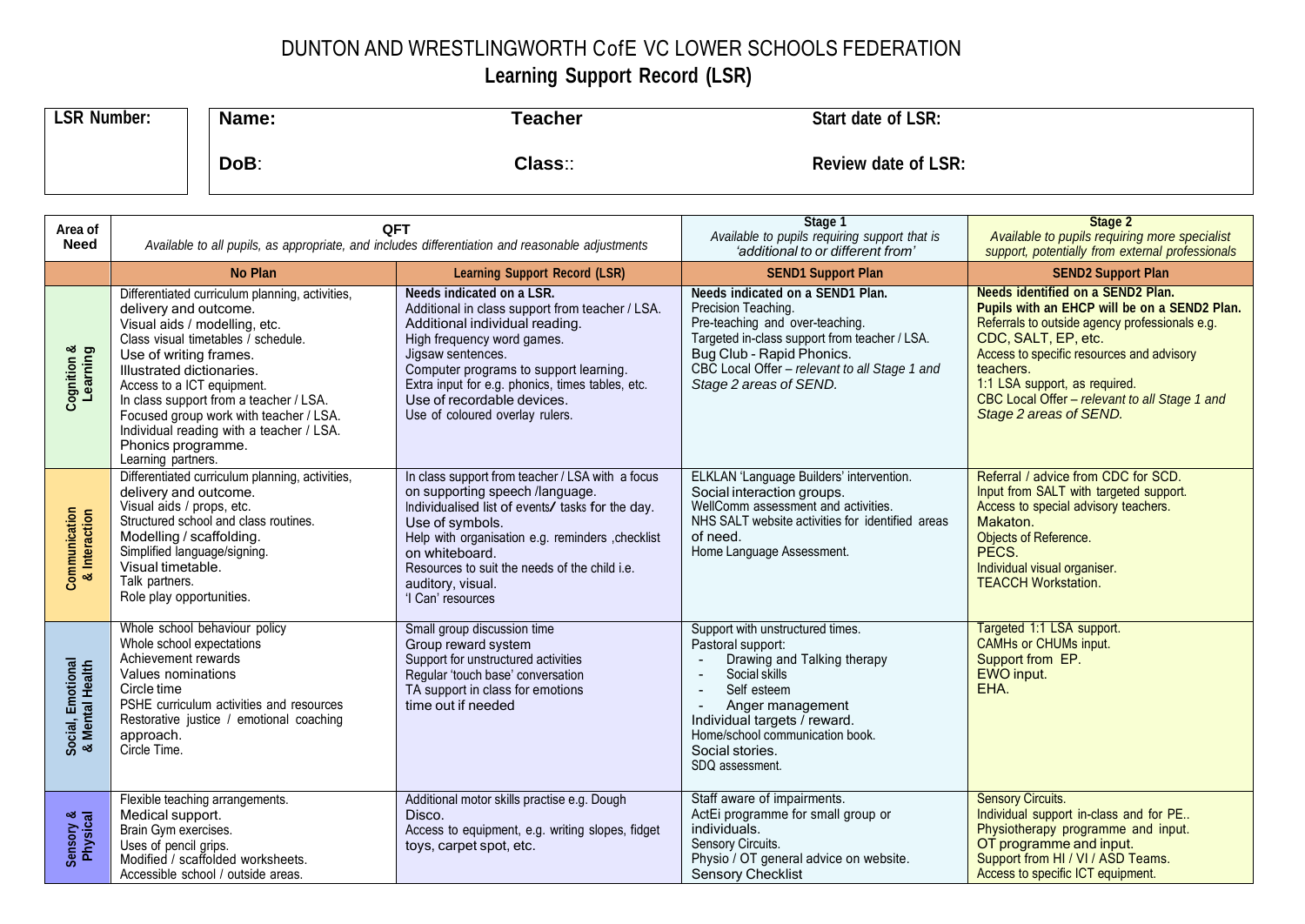# DUNTON AND WRESTLINGWORTH CofE VC LOWER SCHOOLS FEDERATION

## Learning Support Record (LSR)

| LSR Number: | Name: | Teacher | Start date of LSR: |
|---|---|---|---|
| | DoB: | Class:: | Review date of LSR: |

| Area of Need | QFT<br>*Available to all pupils, as appropriate, and includes differentiation and reasonable adjustments* | | Stage 1<br>*Available to pupils requiring support that is 'additional to or different from'* | Stage 2<br>*Available to pupils requiring more specialist support, potentially from external professionals* |
|---|---|---|---|---|
| | **No Plan** | **Learning Support Record (LSR)** | **SEND1 Support Plan** | **SEND2 Support Plan** |
| **Cognition & Learning** | Differentiated curriculum planning, activities, delivery and outcome.<br>Visual aids / modelling, etc.<br>Class visual timetables / schedule.<br>Use of writing frames.<br>Illustrated dictionaries.<br>Access to a ICT equipment.<br>In class support from a teacher / LSA.<br>Focused group work with teacher / LSA.<br>Individual reading with a teacher / LSA.<br>Phonics programme.<br>Learning partners. | **Needs indicated on a LSR.**<br>Additional in class support from teacher / LSA.<br>Additional individual reading.<br>High frequency word games.<br>Jigsaw sentences.<br>Computer programs to support learning.<br>Extra input for e.g. phonics, times tables, etc.<br>Use of recordable devices.<br>Use of coloured overlay rulers. | **Needs indicated on a SEND1 Plan.**<br>Precision Teaching.<br>Pre-teaching and over-teaching.<br>Targeted in-class support from teacher / LSA.<br>Bug Club - Rapid Phonics.<br>CBC Local Offer – *relevant to all Stage 1 and Stage 2 areas of SEND.* | **Needs identified on a SEND2 Plan.**<br>**Pupils with an EHCP will be on a SEND2 Plan.**<br>Referrals to outside agency professionals e.g. CDC, SALT, EP, etc.<br>Access to specific resources and advisory teachers.<br>1:1 LSA support, as required.<br>CBC Local Offer – *relevant to all Stage 1 and Stage 2 areas of SEND.* |
| **Communication & Interaction** | Differentiated curriculum planning, activities, delivery and outcome.<br>Visual aids / props, etc.<br>Structured school and class routines.<br>Modelling / scaffolding.<br>Simplified language/signing.<br>Visual timetable.<br>Talk partners.<br>Role play opportunities. | In class support from teacher / LSA with a focus on supporting speech /language.<br>Individualised list of events/ tasks for the day.<br>Use of symbols.<br>Help with organisation e.g. reminders ,checklist on whiteboard.<br>Resources to suit the needs of the child i.e. auditory, visual.<br>'I Can' resources | ELKLAN 'Language Builders' intervention.<br>Social interaction groups.<br>WellComm assessment and activities.<br>NHS SALT website activities for identified areas of need.<br>Home Language Assessment. | Referral / advice from CDC for SCD.<br>Input from SALT with targeted support.<br>Access to special advisory teachers.<br>Makaton.<br>Objects of Reference.<br>PECS.<br>Individual visual organiser.<br>TEACCH Workstation. |
| **Social, Emotional & Mental Health** | Whole school behaviour policy<br>Whole school expectations<br>Achievement rewards<br>Values nominations<br>Circle time<br>PSHE curriculum activities and resources<br>Restorative justice / emotional coaching approach.<br>Circle Time. | Small group discussion time<br>Group reward system<br>Support for unstructured activities<br>Regular 'touch base' conversation<br>TA support in class for emotions<br>time out if needed | Support with unstructured times.<br>Pastoral support:<br>- Drawing and Talking therapy<br>- Social skills<br>- Self esteem<br>- Anger management<br>Individual targets / reward.<br>Home/school communication book.<br>Social stories.<br>SDQ assessment. | Targeted 1:1 LSA support.<br>CAMHs or CHUMs input.<br>Support from EP.<br>EWO input.<br>EHA. |
| **Sensory & Physical** | Flexible teaching arrangements.<br>Medical support.<br>Brain Gym exercises.<br>Uses of pencil grips.<br>Modified / scaffolded worksheets.<br>Accessible school / outside areas. | Additional motor skills practise e.g. Dough Disco.<br>Access to equipment, e.g. writing slopes, fidget toys, carpet spot, etc. | Staff aware of impairments.<br>ActEi programme for small group or individuals.<br>Sensory Circuits.<br>Physio / OT general advice on website.<br>Sensory Checklist | Sensory Circuits.<br>Individual support in-class and for PE..<br>Physiotherapy programme and input.<br>OT programme and input.<br>Support from HI / VI / ASD Teams.<br>Access to specific ICT equipment. |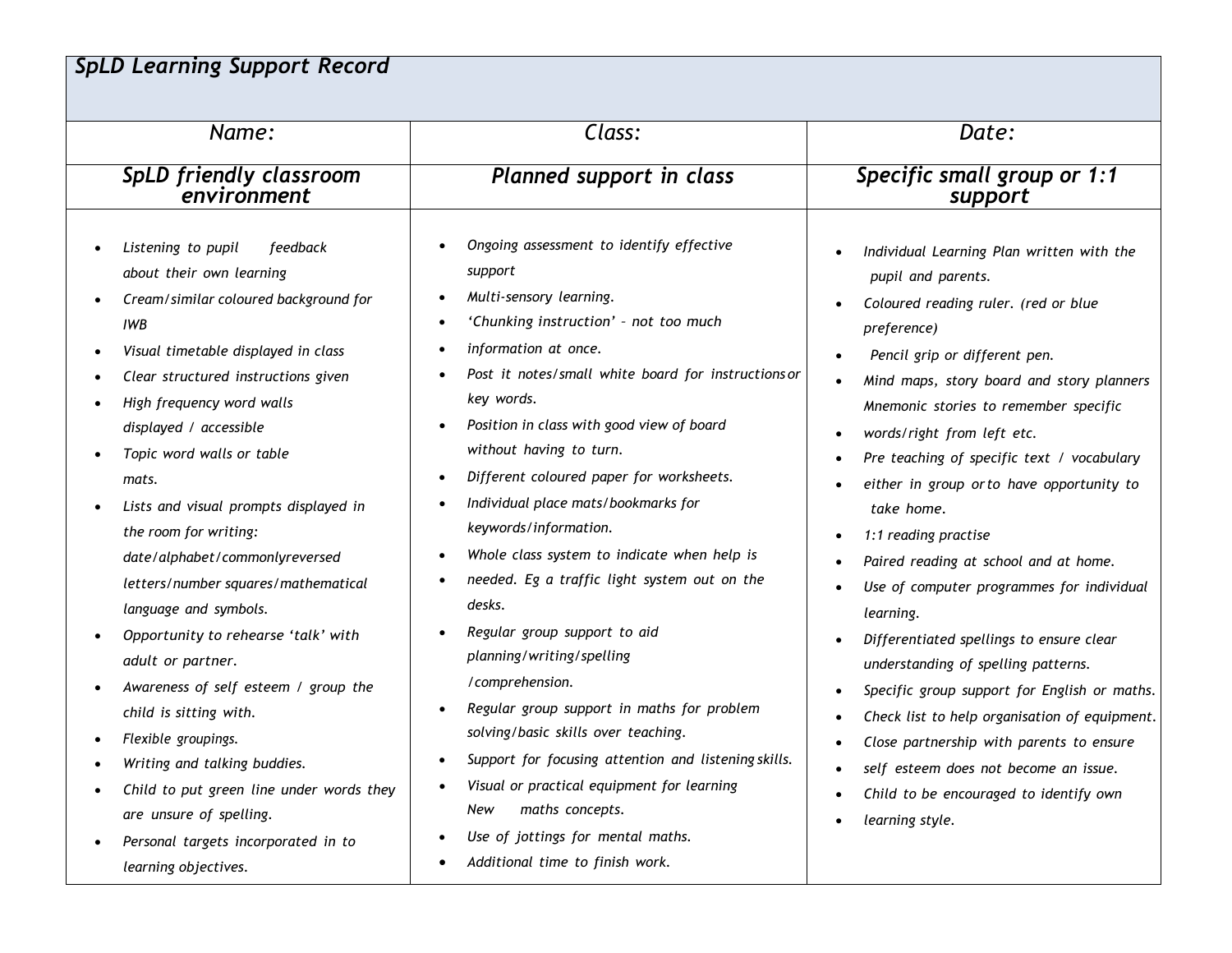# *SpLD Learning Support Record*

| *Name:* | *Class:* | *Date:* |
|---|---|---|
| ***SpLD friendly classroom environment*** | ***Planned support in class*** | ***Specific small group or 1:1 support*** |
| • *Listening to pupil feedback about their own learning*<br>• *Cream/similar coloured background for IWB*<br>• *Visual timetable displayed in class*<br>• *Clear structured instructions given*<br>• *High frequency word walls displayed / accessible*<br>• *Topic word walls or table mats.*<br>• *Lists and visual prompts displayed in the room for writing: date/alphabet/commonlyreversed letters/number squares/mathematical language and symbols.*<br>• *Opportunity to rehearse 'talk' with adult or partner.*<br>• *Awareness of self esteem / group the child is sitting with.*<br>• *Flexible groupings.*<br>• *Writing and talking buddies.*<br>• *Child to put green line under words they are unsure of spelling.*<br>• *Personal targets incorporated in to learning objectives.* | • *Ongoing assessment to identify effective support*<br>• *Multi-sensory learning.*<br>• *'Chunking instruction' – not too much*<br>• *information at once.*<br>• *Post it notes/small white board for instructions or key words.*<br>• *Position in class with good view of board without having to turn.*<br>• *Different coloured paper for worksheets.*<br>• *Individual place mats/bookmarks for keywords/information.*<br>• *Whole class system to indicate when help is*<br>• *needed. Eg a traffic light system out on the desks.*<br>• *Regular group support to aid planning/writing/spelling /comprehension.*<br>• *Regular group support in maths for problem solving/basic skills over teaching.*<br>• *Support for focusing attention and listening skills.*<br>• *Visual or practical equipment for learning New maths concepts.*<br>• *Use of jottings for mental maths.*<br>• *Additional time to finish work.* | • *Individual Learning Plan written with the pupil and parents.*<br>• *Coloured reading ruler. (red or blue preference)*<br>• *Pencil grip or different pen.*<br>• *Mind maps, story board and story planners Mnemonic stories to remember specific*<br>• *words/right from left etc.*<br>• *Pre teaching of specific text / vocabulary*<br>• *either in group or to have opportunity to take home.*<br>• *1:1 reading practise*<br>• *Paired reading at school and at home.*<br>• *Use of computer programmes for individual learning.*<br>• *Differentiated spellings to ensure clear understanding of spelling patterns.*<br>• *Specific group support for English or maths.*<br>• *Check list to help organisation of equipment.*<br>• *Close partnership with parents to ensure*<br>• *self esteem does not become an issue.*<br>• *Child to be encouraged to identify own*<br>• *learning style.* |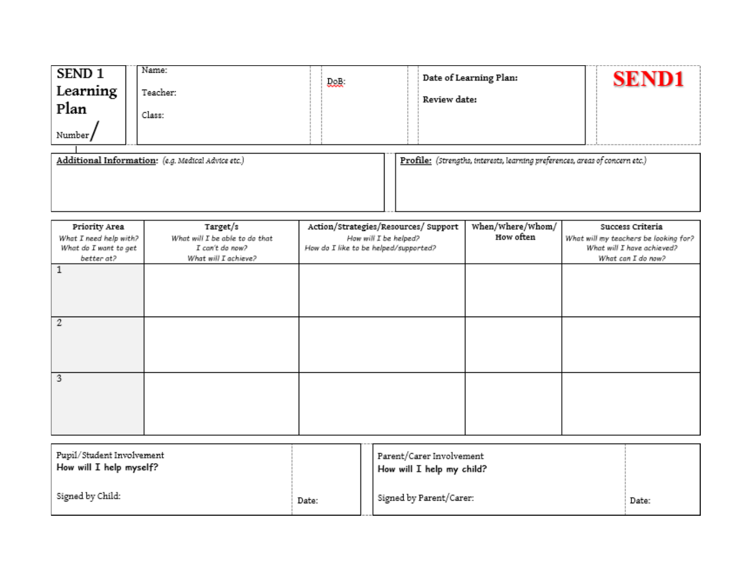| **SEND 1 Learning Plan** Number / | Name: Teacher: Class: | DoB: | **Date of Learning Plan:** **Review date:** | **SEND1** |
|---|---|---|---|---|

| **Additional Information:** *(e.g. Medical Advice etc.)* | **Profile:** *(Strengths, interests, learning preferences, areas of concern etc.)* |
|---|---|
| | |

| Priority Area *What I need help with? What do I want to get better at?* | Target/s *What will I be able to do that I can't do now? What will I achieve?* | Action/Strategies/Resources/ Support *How will I be helped? How do I like to be helped/supported?* | When/Where/Whom/ How often | Success Criteria *What will my teachers be looking for? What will I have achieved? What can I do now?* |
|---|---|---|---|---|
| 1 | | | | |
| 2 | | | | |
| 3 | | | | |

| Pupil/Student Involvement **How will I help myself?** Signed by Child: | Date: | Parent/Carer Involvement **How will I help my child?** Signed by Parent/Carer: | Date: |
|---|---|---|---|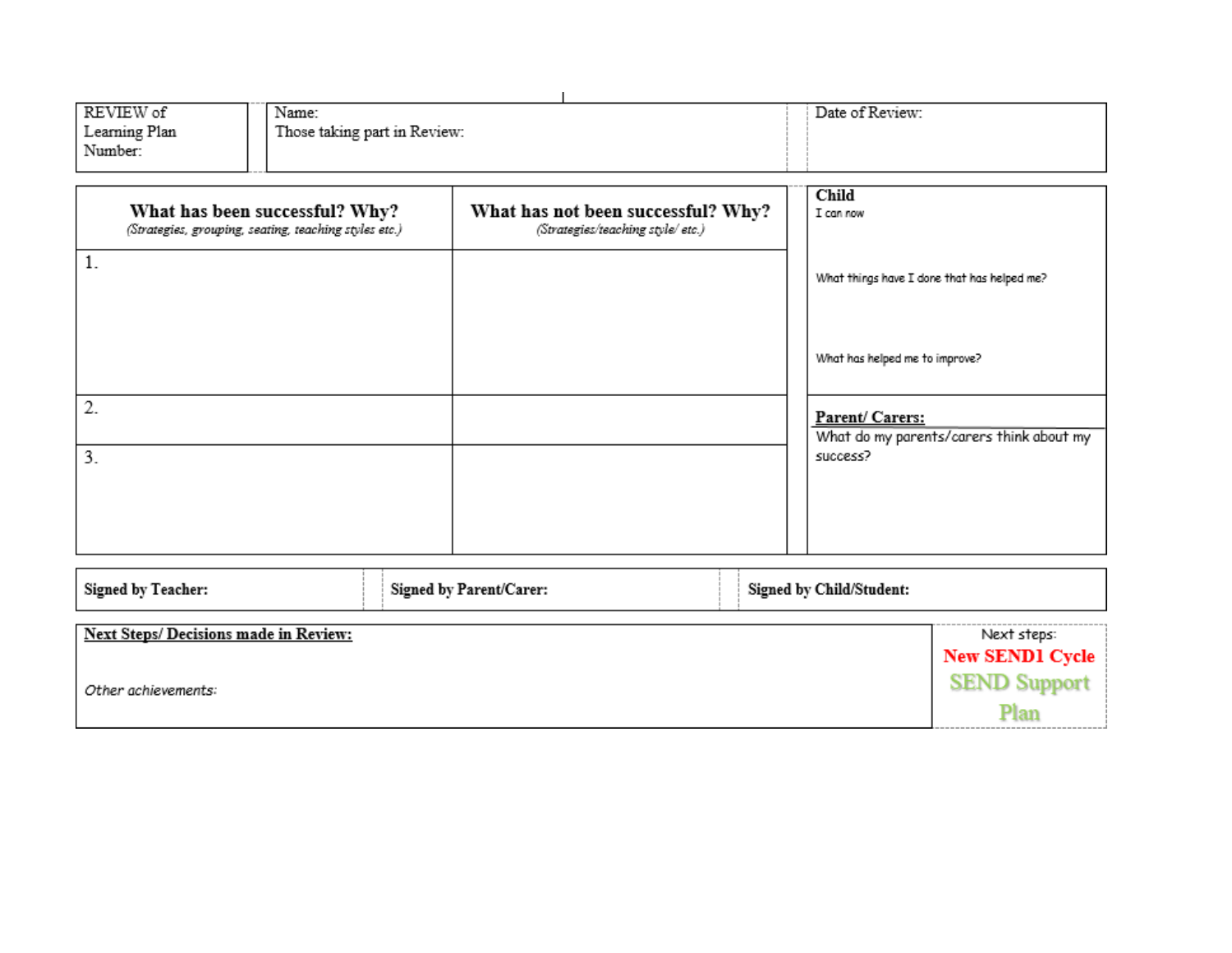| REVIEW of Learning Plan Number: | Name: Those taking part in Review: | Date of Review: |
|---|---|---|

| **What has been successful? Why?** *(Strategies, grouping, seating, teaching styles etc.)* | **What has not been successful? Why?** *(Strategies/teaching style/ etc.)* | **Child** I can now |
|---|---|---|
| 1. | | What things have I done that has helped me? |
| | | What has helped me to improve? |
| 2. | | **Parent/ Carers:** What do my parents/carers think about my success? |
| 3. | | |

| **Signed by Teacher:** | **Signed by Parent/Carer:** | **Signed by Child/Student:** |
|---|---|---|

| **Next Steps/ Decisions made in Review:** | Next steps: |
|---|---|
| *Other achievements:* | **New SEND1 Cycle** **SEND Support Plan** |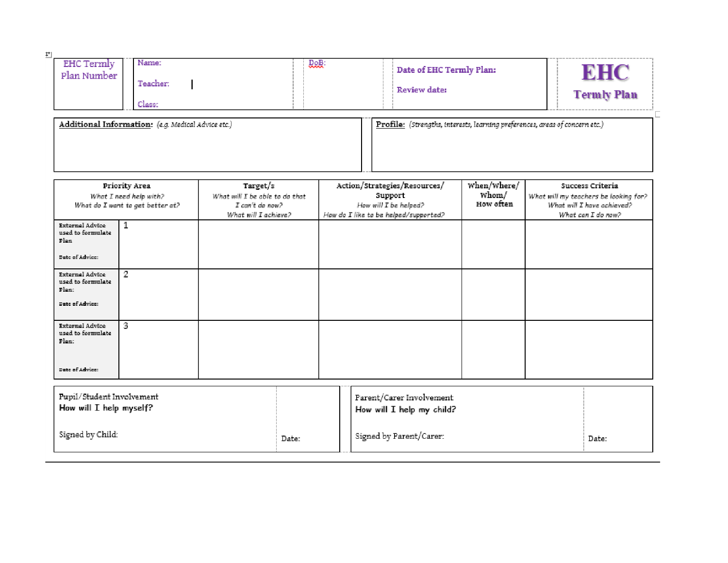| EHC Termly Plan Number | Name:<br><br>Teacher:<br><br>Class: | DoB: | **Date of EHC Termly Plan:**<br><br>**Review date:** | **EHC Termly Plan** |
|---|---|---|---|---|

| **Additional Information:** *(e.g. Medical Advice etc.)* | **Profile:** *(Strengths, interests, learning preferences, areas of concern etc.)* |
|---|---|
| | |

| Priority Area<br>*What I need help with?*<br>*What do I want to get better at?* | | Target/s<br>*What will I be able to do that I can't do now?*<br>*What will I achieve?* | Action/Strategies/Resources/Support<br>*How will I be helped?*<br>*How do I like to be helped/supported?* | When/Where/Whom/<br>**How often** | Success Criteria<br>*What will my teachers be looking for?*<br>*What will I have achieved?*<br>*What can I do now?* |
|---|---|---|---|---|---|
| **External Advice used to formulate Plan**<br><br>**Date of Advice:** | 1 | | | | |
| **External Advice used to formulate Plan:**<br><br>**Date of Advice:** | 2 | | | | |
| **External Advice used to formulate Plan:**<br><br>**Date of Advice:** | 3 | | | | |

| Pupil/Student Involvement<br>**How will I help myself?**<br><br>Signed by Child: | Date: | Parent/Carer Involvement<br>**How will I help my child?**<br><br>Signed by Parent/Carer: | Date: |
|---|---|---|---|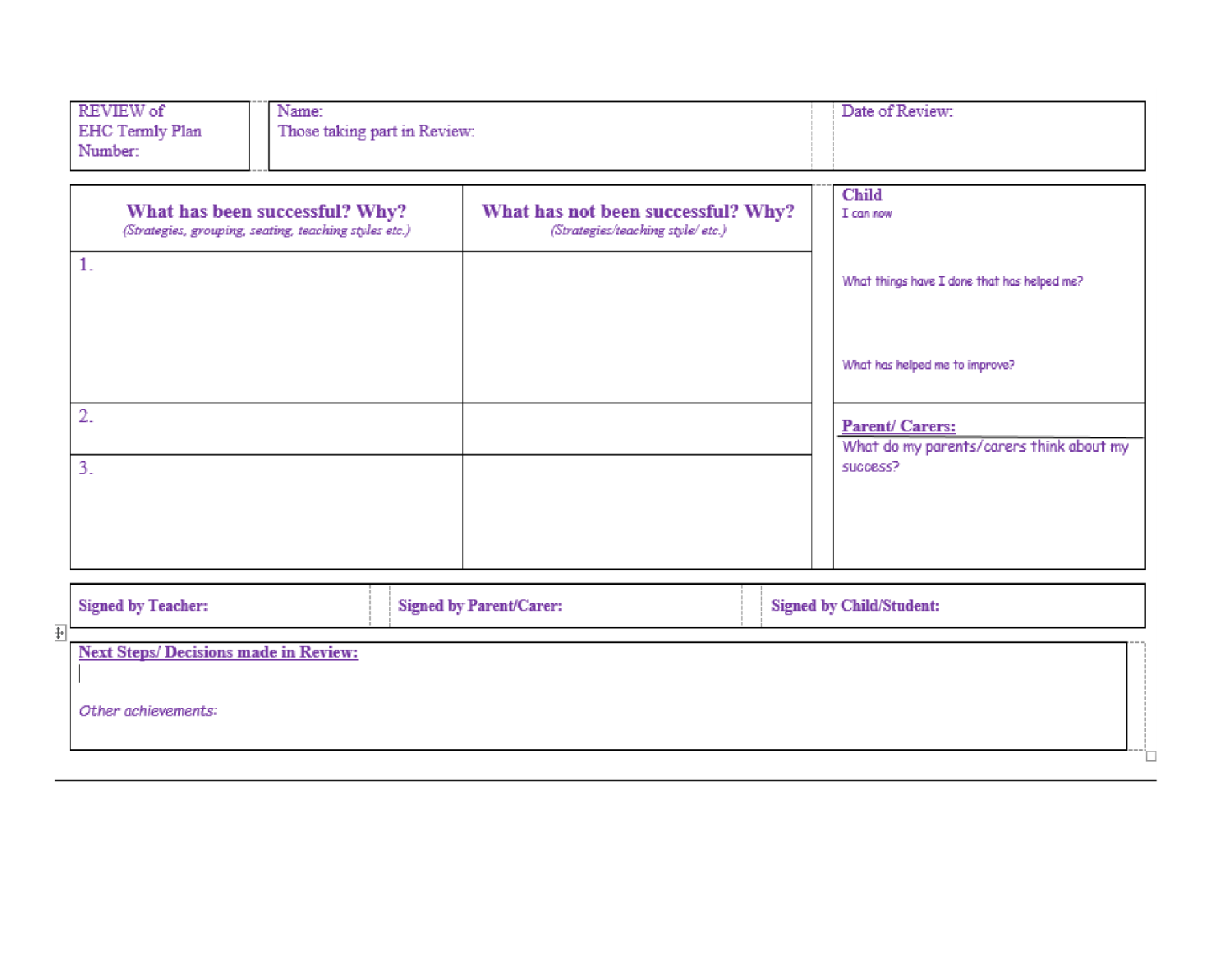| REVIEW of EHC Termly Plan Number: | Name: Those taking part in Review: | Date of Review: |
| --- | --- | --- |

| **What has been successful? Why?** *(Strategies, grouping, seating, teaching styles etc.)* | **What has not been successful? Why?** *(Strategies/teaching style/ etc.)* | **Child** I can now |
| --- | --- | --- |
| 1. | | What things have I done that has helped me? What has helped me to improve? |
| 2. | | **Parent/ Carers:** What do my parents/carers think about my success? |
| 3. | | |

| **Signed by Teacher:** | **Signed by Parent/Carer:** | **Signed by Child/Student:** |
| --- | --- | --- |

**Next Steps/ Decisions made in Review:**

*Other achievements:*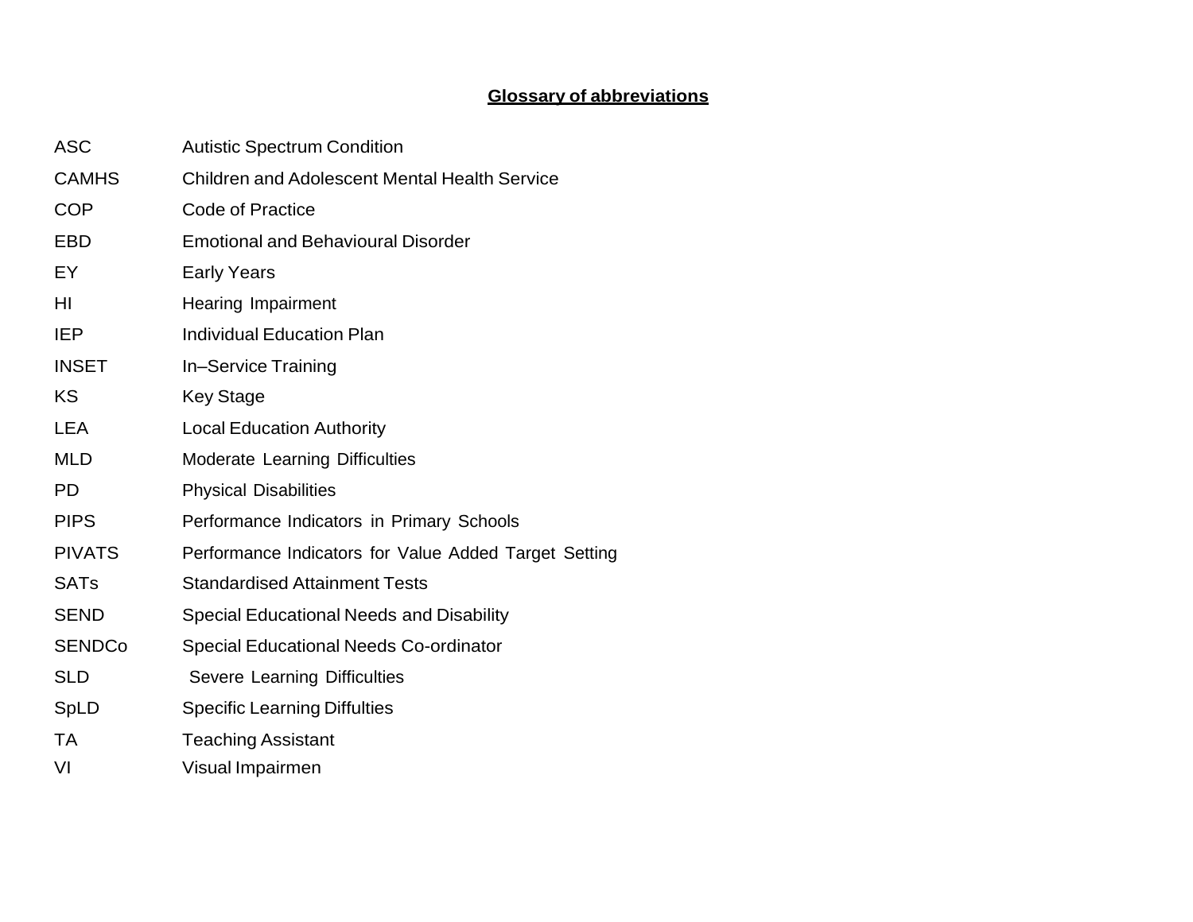**Glossary of abbreviations**

| | |
|---|---|
| ASC | Autistic Spectrum Condition |
| CAMHS | Children and Adolescent Mental Health Service |
| COP | Code of Practice |
| EBD | Emotional and Behavioural Disorder |
| EY | Early Years |
| HI | Hearing Impairment |
| IEP | Individual Education Plan |
| INSET | In–Service Training |
| KS | Key Stage |
| LEA | Local Education Authority |
| MLD | Moderate Learning Difficulties |
| PD | Physical Disabilities |
| PIPS | Performance Indicators in Primary Schools |
| PIVATS | Performance Indicators for Value Added Target Setting |
| SATs | Standardised Attainment Tests |
| SEND | Special Educational Needs and Disability |
| SENDCo | Special Educational Needs Co-ordinator |
| SLD | Severe Learning Difficulties |
| SpLD | Specific Learning Diffulties |
| TA | Teaching Assistant |
| VI | Visual Impairmen |